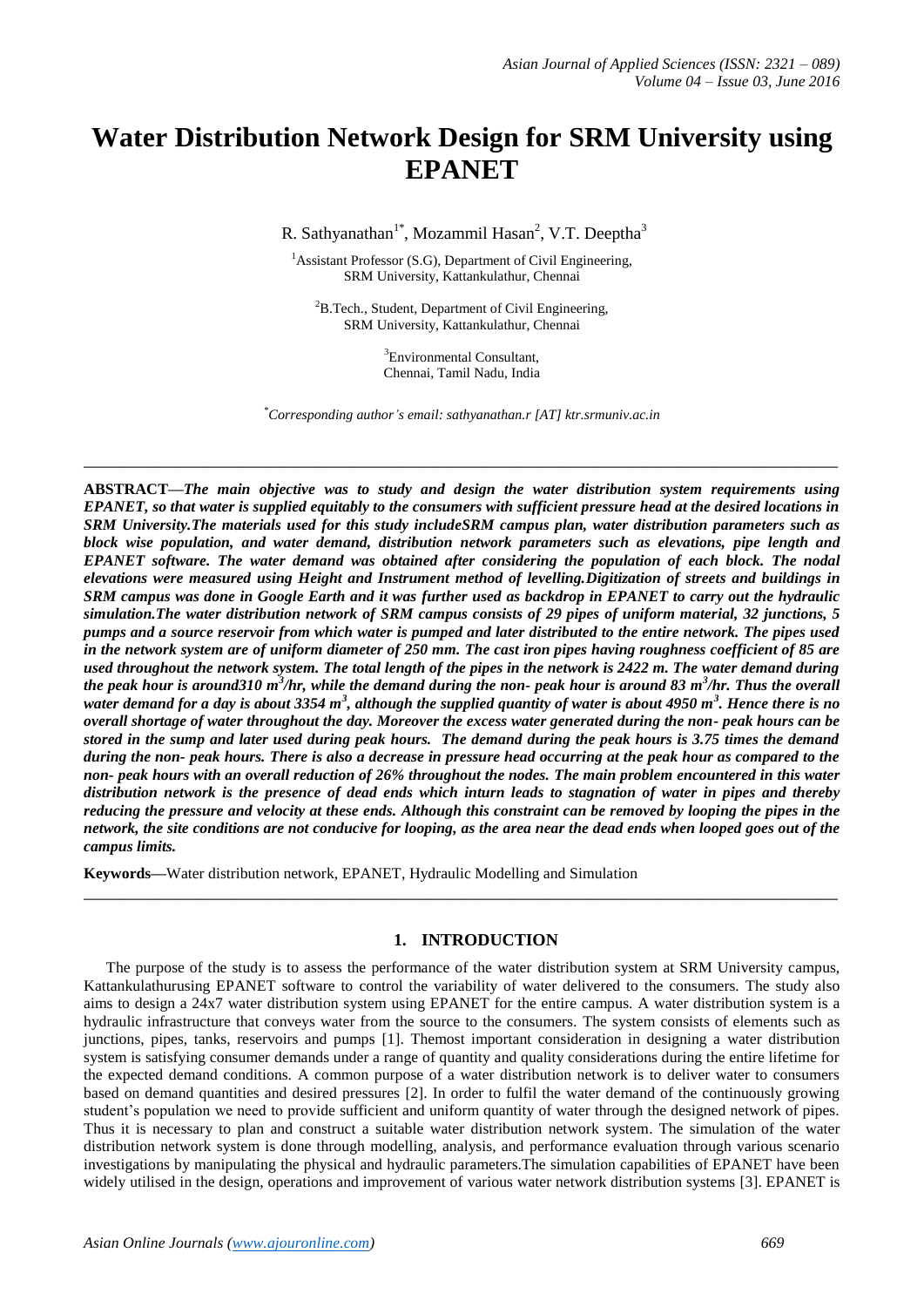# Water Distribution Network Design for SRM University using EPANET

R. Sathyanathan[1*], Mozammil Hasan[2], V.T. Deeptha[3]

[1]Assistant Professor (S.G), Department of Civil Engineering, SRM University, Kattankulathur, Chennai

[2]B.Tech., Student, Department of Civil Engineering, SRM University, Kattankulathur, Chennai

[3]Environmental Consultant, Chennai, Tamil Nadu, India

*Corresponding author's email: sathyanathan.r [AT] ktr.srmuniv.ac.in

---

**ABSTRACT—*The main objective was to study and design the water distribution system requirements using EPANET, so that water is supplied equitably to the consumers with sufficient pressure head at the desired locations in SRM University.The materials used for this study includeSRM campus plan, water distribution parameters such as block wise population, and water demand, distribution network parameters such as elevations, pipe length and EPANET software. The water demand was obtained after considering the population of each block. The nodal elevations were measured using Height and Instrument method of levelling.Digitization of streets and buildings in SRM campus was done in Google Earth and it was further used as backdrop in EPANET to carry out the hydraulic simulation.The water distribution network of SRM campus consists of 29 pipes of uniform material, 32 junctions, 5 pumps and a source reservoir from which water is pumped and later distributed to the entire network. The pipes used in the network system are of uniform diameter of 250 mm. The cast iron pipes having roughness coefficient of 85 are used throughout the network system. The total length of the pipes in the network is 2422 m. The water demand during the peak hour is around310 $m^3$/hr, while the demand during the non- peak hour is around 83 $m^3$/hr. Thus the overall water demand for a day is about 3354 $m^3$, although the supplied quantity of water is about 4950 $m^3$. Hence there is no overall shortage of water throughout the day. Moreover the excess water generated during the non- peak hours can be stored in the sump and later used during peak hours. The demand during the peak hours is 3.75 times the demand during the non- peak hours. There is also a decrease in pressure head occurring at the peak hour as compared to the non- peak hours with an overall reduction of 26% throughout the nodes. The main problem encountered in this water distribution network is the presence of dead ends which inturn leads to stagnation of water in pipes and thereby reducing the pressure and velocity at these ends. Although this constraint can be removed by looping the pipes in the network, the site conditions are not conducive for looping, as the area near the dead ends when looped goes out of the campus limits.***

**Keywords—**Water distribution network, EPANET, Hydraulic Modelling and Simulation

---

## 1. INTRODUCTION

The purpose of the study is to assess the performance of the water distribution system at SRM University campus, Kattankulathurusing EPANET software to control the variability of water delivered to the consumers. The study also aims to design a 24x7 water distribution system using EPANET for the entire campus. A water distribution system is a hydraulic infrastructure that conveys water from the source to the consumers. The system consists of elements such as junctions, pipes, tanks, reservoirs and pumps [1]. Themost important consideration in designing a water distribution system is satisfying consumer demands under a range of quantity and quality considerations during the entire lifetime for the expected demand conditions. A common purpose of a water distribution network is to deliver water to consumers based on demand quantities and desired pressures [2]. In order to fulfil the water demand of the continuously growing student's population we need to provide sufficient and uniform quantity of water through the designed network of pipes. Thus it is necessary to plan and construct a suitable water distribution network system. The simulation of the water distribution network system is done through modelling, analysis, and performance evaluation through various scenario investigations by manipulating the physical and hydraulic parameters.The simulation capabilities of EPANET have been widely utilised in the design, operations and improvement of various water network distribution systems [3]. EPANET is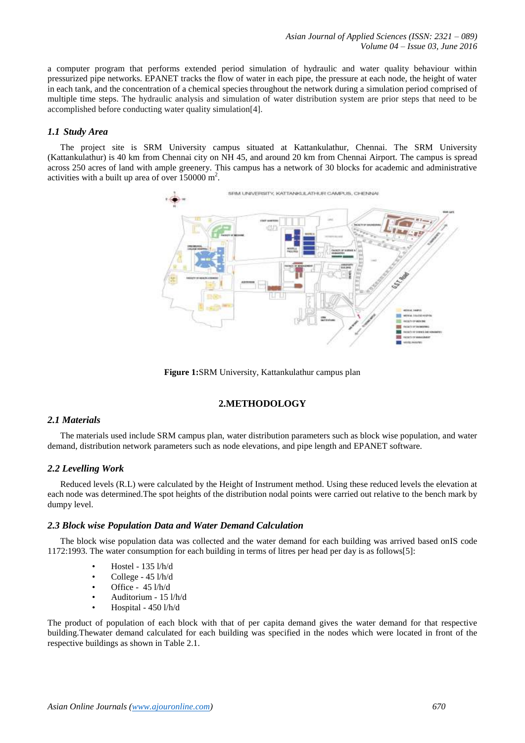a computer program that performs extended period simulation of hydraulic and water quality behaviour within pressurized pipe networks. EPANET tracks the flow of water in each pipe, the pressure at each node, the height of water in each tank, and the concentration of a chemical species throughout the network during a simulation period comprised of multiple time steps. The hydraulic analysis and simulation of water distribution system are prior steps that need to be accomplished before conducting water quality simulation[4].

### *1.1 Study Area*

The project site is SRM University campus situated at Kattankulathur, Chennai. The SRM University (Kattankulathur) is 40 km from Chennai city on NH 45, and around 20 km from Chennai Airport. The campus is spread across 250 acres of land with ample greenery. This campus has a network of 30 blocks for academic and administrative activities with a built up area of over 150000 m$^2$.

**Figure 1:**SRM University, Kattankulathur campus plan

## 2.METHODOLOGY

### *2.1 Materials*

The materials used include SRM campus plan, water distribution parameters such as block wise population, and water demand, distribution network parameters such as node elevations, and pipe length and EPANET software.

### *2.2 Levelling Work*

Reduced levels (R.L) were calculated by the Height of Instrument method. Using these reduced levels the elevation at each node was determined.The spot heights of the distribution nodal points were carried out relative to the bench mark by dumpy level.

### *2.3 Block wise Population Data and Water Demand Calculation*

The block wise population data was collected and the water demand for each building was arrived based onIS code 1172:1993. The water consumption for each building in terms of litres per head per day is as follows[5]:

- Hostel - 135 l/h/d
- College - 45 l/h/d
- Office - 45 l/h/d
- Auditorium - 15 l/h/d
- Hospital - 450 l/h/d

The product of population of each block with that of per capita demand gives the water demand for that respective building.Thewater demand calculated for each building was specified in the nodes which were located in front of the respective buildings as shown in Table 2.1.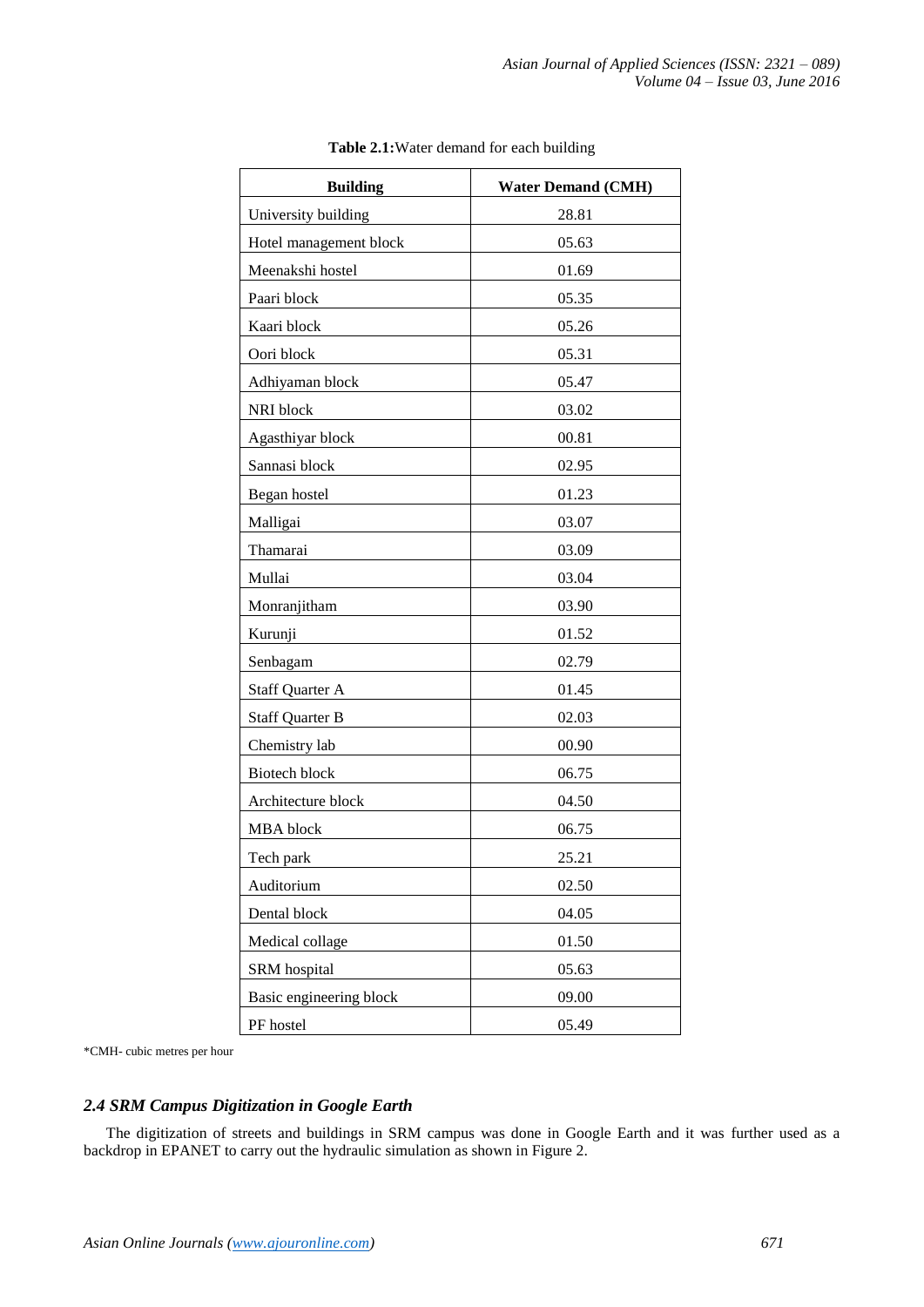**Table 2.1:** Water demand for each building

| Building | Water Demand (CMH) |
|---|---|
| University building | 28.81 |
| Hotel management block | 05.63 |
| Meenakshi hostel | 01.69 |
| Paari block | 05.35 |
| Kaari block | 05.26 |
| Oori block | 05.31 |
| Adhiyaman block | 05.47 |
| NRI block | 03.02 |
| Agasthiyar block | 00.81 |
| Sannasi block | 02.95 |
| Began hostel | 01.23 |
| Malligai | 03.07 |
| Thamarai | 03.09 |
| Mullai | 03.04 |
| Monranjitham | 03.90 |
| Kurunji | 01.52 |
| Senbagam | 02.79 |
| Staff Quarter A | 01.45 |
| Staff Quarter B | 02.03 |
| Chemistry lab | 00.90 |
| Biotech block | 06.75 |
| Architecture block | 04.50 |
| MBA block | 06.75 |
| Tech park | 25.21 |
| Auditorium | 02.50 |
| Dental block | 04.05 |
| Medical collage | 01.50 |
| SRM hospital | 05.63 |
| Basic engineering block | 09.00 |
| PF hostel | 05.49 |

*CMH- cubic metres per hour

### *2.4 SRM Campus Digitization in Google Earth*

The digitization of streets and buildings in SRM campus was done in Google Earth and it was further used as a backdrop in EPANET to carry out the hydraulic simulation as shown in Figure 2.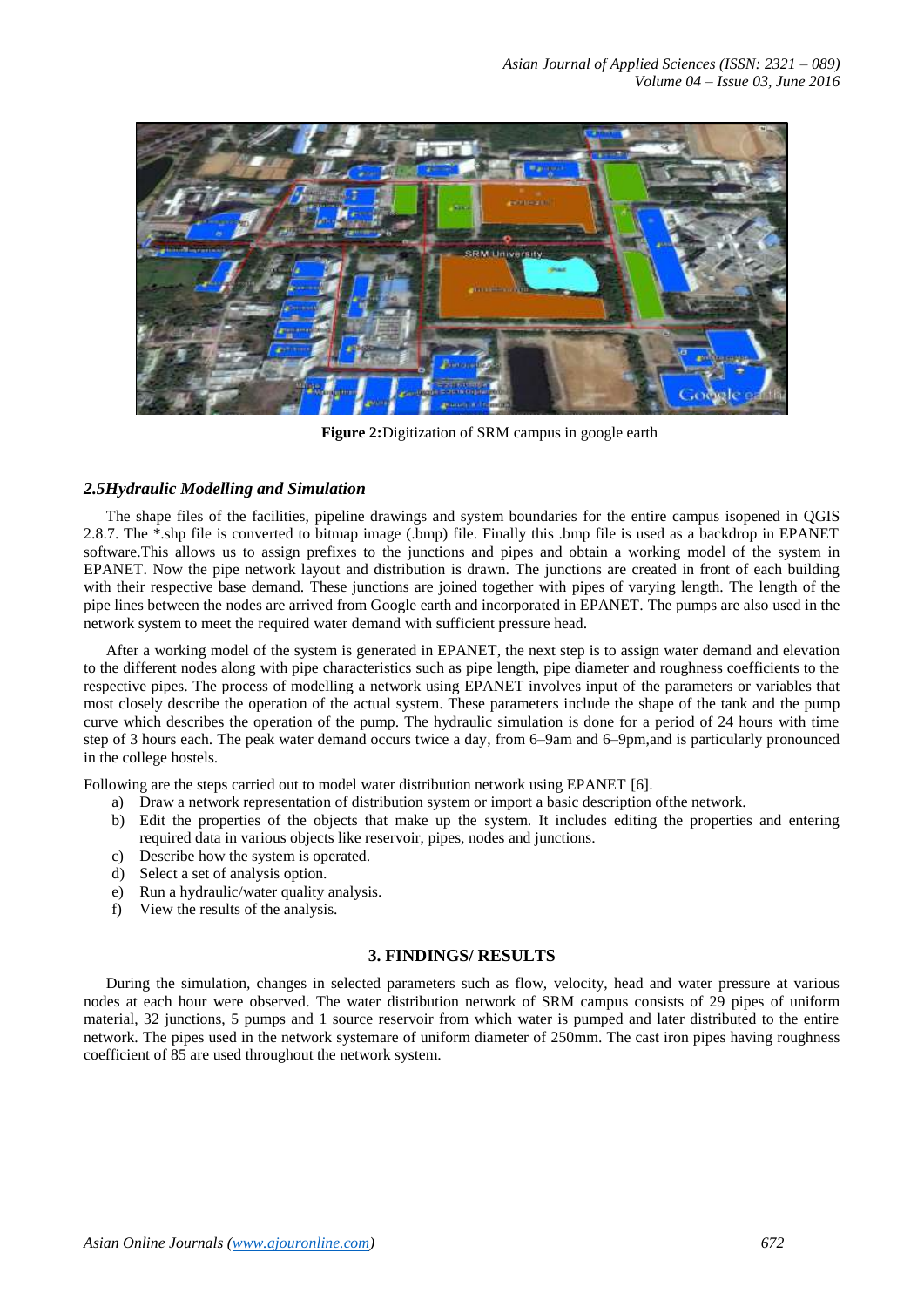**Figure 2:**Digitization of SRM campus in google earth

### *2.5Hydraulic Modelling and Simulation*

The shape files of the facilities, pipeline drawings and system boundaries for the entire campus isopened in QGIS 2.8.7. The *.shp file is converted to bitmap image (.bmp) file. Finally this .bmp file is used as a backdrop in EPANET software.This allows us to assign prefixes to the junctions and pipes and obtain a working model of the system in EPANET. Now the pipe network layout and distribution is drawn. The junctions are created in front of each building with their respective base demand. These junctions are joined together with pipes of varying length. The length of the pipe lines between the nodes are arrived from Google earth and incorporated in EPANET. The pumps are also used in the network system to meet the required water demand with sufficient pressure head.

After a working model of the system is generated in EPANET, the next step is to assign water demand and elevation to the different nodes along with pipe characteristics such as pipe length, pipe diameter and roughness coefficients to the respective pipes. The process of modelling a network using EPANET involves input of the parameters or variables that most closely describe the operation of the actual system. These parameters include the shape of the tank and the pump curve which describes the operation of the pump. The hydraulic simulation is done for a period of 24 hours with time step of 3 hours each. The peak water demand occurs twice a day, from 6–9am and 6–9pm,and is particularly pronounced in the college hostels.

Following are the steps carried out to model water distribution network using EPANET [6].

a) Draw a network representation of distribution system or import a basic description ofthe network.
b) Edit the properties of the objects that make up the system. It includes editing the properties and entering required data in various objects like reservoir, pipes, nodes and junctions.
c) Describe how the system is operated.
d) Select a set of analysis option.
e) Run a hydraulic/water quality analysis.
f) View the results of the analysis.

## 3. FINDINGS/ RESULTS

During the simulation, changes in selected parameters such as flow, velocity, head and water pressure at various nodes at each hour were observed. The water distribution network of SRM campus consists of 29 pipes of uniform material, 32 junctions, 5 pumps and 1 source reservoir from which water is pumped and later distributed to the entire network. The pipes used in the network systemare of uniform diameter of 250mm. The cast iron pipes having roughness coefficient of 85 are used throughout the network system.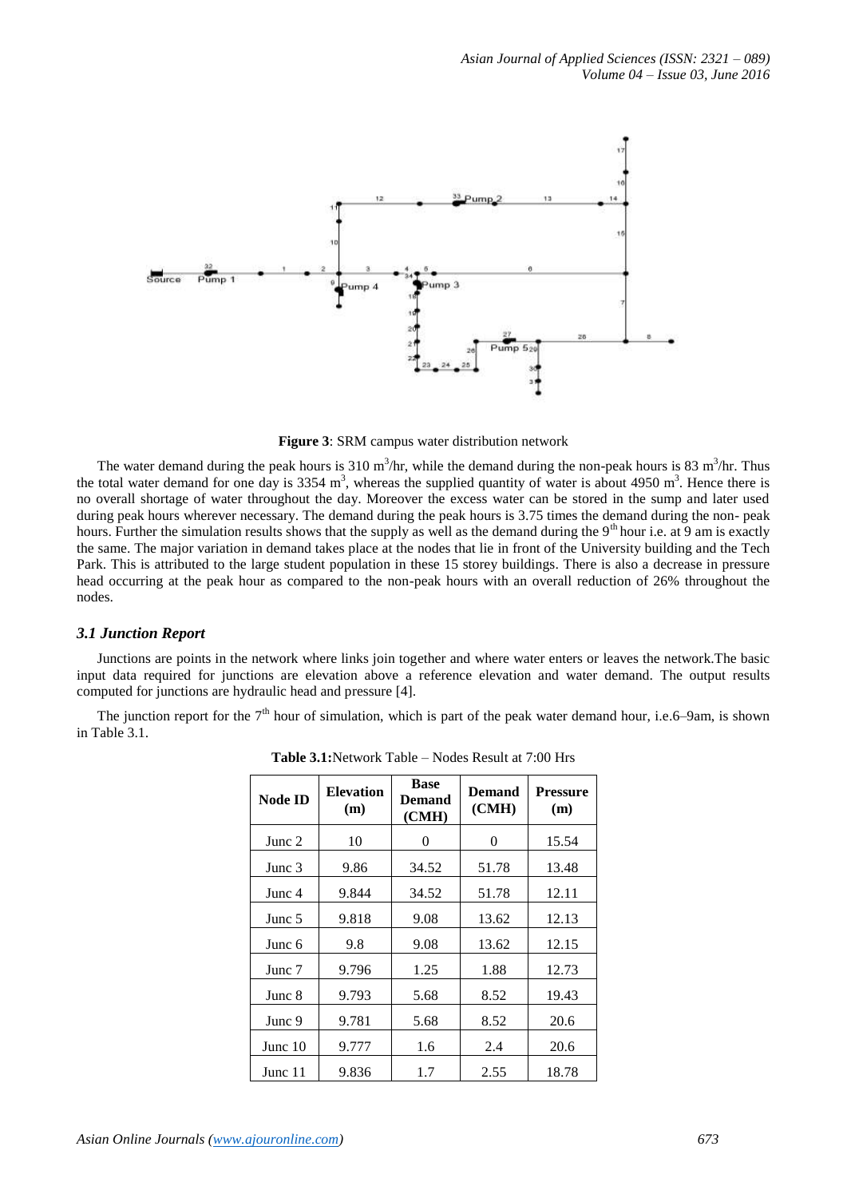**Figure 3**: SRM campus water distribution network

The water demand during the peak hours is 310 $m^3$/hr, while the demand during the non-peak hours is 83 $m^3$/hr. Thus the total water demand for one day is 3354 $m^3$, whereas the supplied quantity of water is about 4950 $m^3$. Hence there is no overall shortage of water throughout the day. Moreover the excess water can be stored in the sump and later used during peak hours wherever necessary. The demand during the peak hours is 3.75 times the demand during the non- peak hours. Further the simulation results shows that the supply as well as the demand during the 9th hour i.e. at 9 am is exactly the same. The major variation in demand takes place at the nodes that lie in front of the University building and the Tech Park. This is attributed to the large student population in these 15 storey buildings. There is also a decrease in pressure head occurring at the peak hour as compared to the non-peak hours with an overall reduction of 26% throughout the nodes.

### *3.1 Junction Report*

Junctions are points in the network where links join together and where water enters or leaves the network.The basic input data required for junctions are elevation above a reference elevation and water demand. The output results computed for junctions are hydraulic head and pressure [4].

The junction report for the 7th hour of simulation, which is part of the peak water demand hour, i.e.6–9am, is shown in Table 3.1.

**Table 3.1:**Network Table – Nodes Result at 7:00 Hrs

| Node ID | Elevation (m) | Base Demand (CMH) | Demand (CMH) | Pressure (m) |
|---|---|---|---|---|
| Junc 2 | 10 | 0 | 0 | 15.54 |
| Junc 3 | 9.86 | 34.52 | 51.78 | 13.48 |
| Junc 4 | 9.844 | 34.52 | 51.78 | 12.11 |
| Junc 5 | 9.818 | 9.08 | 13.62 | 12.13 |
| Junc 6 | 9.8 | 9.08 | 13.62 | 12.15 |
| Junc 7 | 9.796 | 1.25 | 1.88 | 12.73 |
| Junc 8 | 9.793 | 5.68 | 8.52 | 19.43 |
| Junc 9 | 9.781 | 5.68 | 8.52 | 20.6 |
| Junc 10 | 9.777 | 1.6 | 2.4 | 20.6 |
| Junc 11 | 9.836 | 1.7 | 2.55 | 18.78 |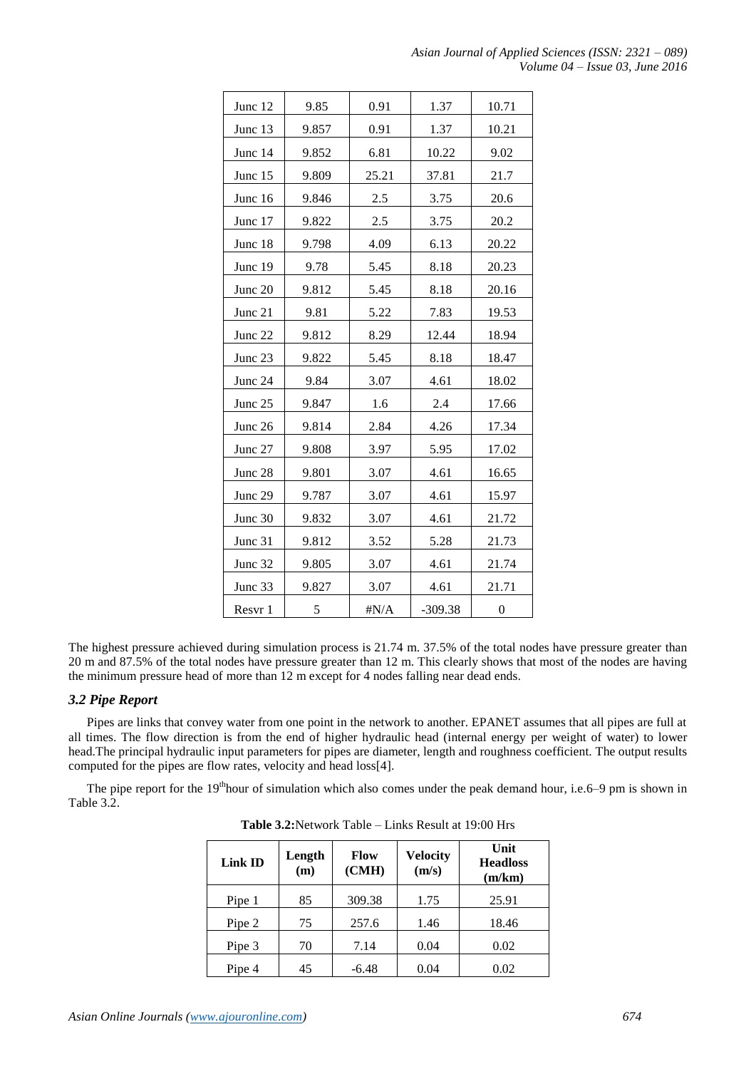| Junc 12 | 9.85 | 0.91 | 1.37 | 10.71 |
|---|---|---|---|---|
| Junc 13 | 9.857 | 0.91 | 1.37 | 10.21 |
| Junc 14 | 9.852 | 6.81 | 10.22 | 9.02 |
| Junc 15 | 9.809 | 25.21 | 37.81 | 21.7 |
| Junc 16 | 9.846 | 2.5 | 3.75 | 20.6 |
| Junc 17 | 9.822 | 2.5 | 3.75 | 20.2 |
| Junc 18 | 9.798 | 4.09 | 6.13 | 20.22 |
| Junc 19 | 9.78 | 5.45 | 8.18 | 20.23 |
| Junc 20 | 9.812 | 5.45 | 8.18 | 20.16 |
| Junc 21 | 9.81 | 5.22 | 7.83 | 19.53 |
| Junc 22 | 9.812 | 8.29 | 12.44 | 18.94 |
| Junc 23 | 9.822 | 5.45 | 8.18 | 18.47 |
| Junc 24 | 9.84 | 3.07 | 4.61 | 18.02 |
| Junc 25 | 9.847 | 1.6 | 2.4 | 17.66 |
| Junc 26 | 9.814 | 2.84 | 4.26 | 17.34 |
| Junc 27 | 9.808 | 3.97 | 5.95 | 17.02 |
| Junc 28 | 9.801 | 3.07 | 4.61 | 16.65 |
| Junc 29 | 9.787 | 3.07 | 4.61 | 15.97 |
| Junc 30 | 9.832 | 3.07 | 4.61 | 21.72 |
| Junc 31 | 9.812 | 3.52 | 5.28 | 21.73 |
| Junc 32 | 9.805 | 3.07 | 4.61 | 21.74 |
| Junc 33 | 9.827 | 3.07 | 4.61 | 21.71 |
| Resvr 1 | 5 | #N/A | -309.38 | 0 |

The highest pressure achieved during simulation process is 21.74 m. 37.5% of the total nodes have pressure greater than 20 m and 87.5% of the total nodes have pressure greater than 12 m. This clearly shows that most of the nodes are having the minimum pressure head of more than 12 m except for 4 nodes falling near dead ends.

### *3.2 Pipe Report*

Pipes are links that convey water from one point in the network to another. EPANET assumes that all pipes are full at all times. The flow direction is from the end of higher hydraulic head (internal energy per weight of water) to lower head.The principal hydraulic input parameters for pipes are diameter, length and roughness coefficient. The output results computed for the pipes are flow rates, velocity and head loss[4].

The pipe report for the 19$^{th}$hour of simulation which also comes under the peak demand hour, i.e.6–9 pm is shown in Table 3.2.

**Table 3.2:**Network Table – Links Result at 19:00 Hrs

| Link ID | Length (m) | Flow (CMH) | Velocity (m/s) | Unit Headloss (m/km) |
|---|---|---|---|---|
| Pipe 1 | 85 | 309.38 | 1.75 | 25.91 |
| Pipe 2 | 75 | 257.6 | 1.46 | 18.46 |
| Pipe 3 | 70 | 7.14 | 0.04 | 0.02 |
| Pipe 4 | 45 | -6.48 | 0.04 | 0.02 |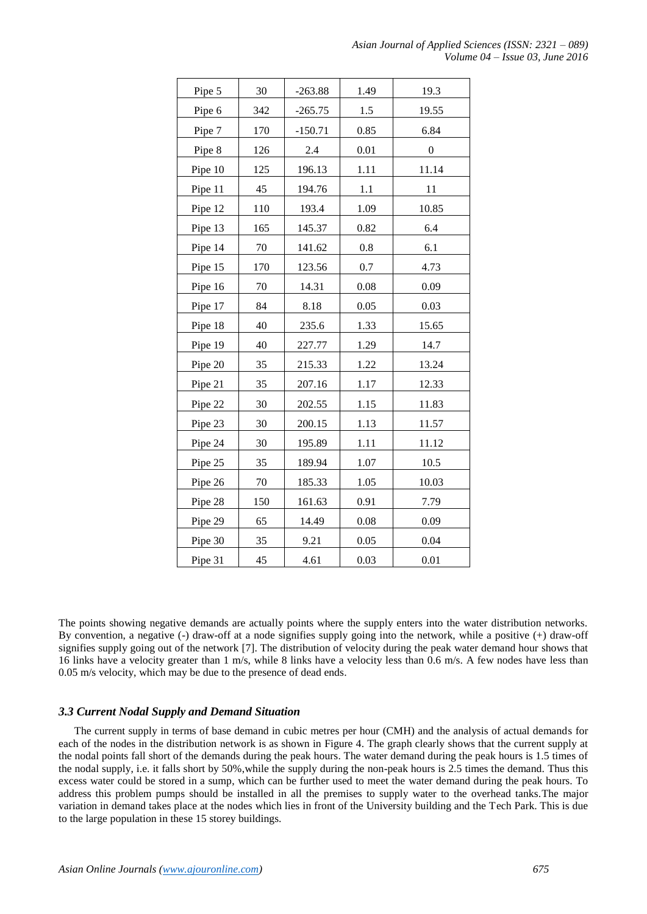| | | | | |
|---|---|---|---|---|
| Pipe 5 | 30 | -263.88 | 1.49 | 19.3 |
| Pipe 6 | 342 | -265.75 | 1.5 | 19.55 |
| Pipe 7 | 170 | -150.71 | 0.85 | 6.84 |
| Pipe 8 | 126 | 2.4 | 0.01 | 0 |
| Pipe 10 | 125 | 196.13 | 1.11 | 11.14 |
| Pipe 11 | 45 | 194.76 | 1.1 | 11 |
| Pipe 12 | 110 | 193.4 | 1.09 | 10.85 |
| Pipe 13 | 165 | 145.37 | 0.82 | 6.4 |
| Pipe 14 | 70 | 141.62 | 0.8 | 6.1 |
| Pipe 15 | 170 | 123.56 | 0.7 | 4.73 |
| Pipe 16 | 70 | 14.31 | 0.08 | 0.09 |
| Pipe 17 | 84 | 8.18 | 0.05 | 0.03 |
| Pipe 18 | 40 | 235.6 | 1.33 | 15.65 |
| Pipe 19 | 40 | 227.77 | 1.29 | 14.7 |
| Pipe 20 | 35 | 215.33 | 1.22 | 13.24 |
| Pipe 21 | 35 | 207.16 | 1.17 | 12.33 |
| Pipe 22 | 30 | 202.55 | 1.15 | 11.83 |
| Pipe 23 | 30 | 200.15 | 1.13 | 11.57 |
| Pipe 24 | 30 | 195.89 | 1.11 | 11.12 |
| Pipe 25 | 35 | 189.94 | 1.07 | 10.5 |
| Pipe 26 | 70 | 185.33 | 1.05 | 10.03 |
| Pipe 28 | 150 | 161.63 | 0.91 | 7.79 |
| Pipe 29 | 65 | 14.49 | 0.08 | 0.09 |
| Pipe 30 | 35 | 9.21 | 0.05 | 0.04 |
| Pipe 31 | 45 | 4.61 | 0.03 | 0.01 |

The points showing negative demands are actually points where the supply enters into the water distribution networks. By convention, a negative (-) draw-off at a node signifies supply going into the network, while a positive (+) draw-off signifies supply going out of the network [7]. The distribution of velocity during the peak water demand hour shows that 16 links have a velocity greater than 1 m/s, while 8 links have a velocity less than 0.6 m/s. A few nodes have less than 0.05 m/s velocity, which may be due to the presence of dead ends.

### *3.3 Current Nodal Supply and Demand Situation*

The current supply in terms of base demand in cubic metres per hour (CMH) and the analysis of actual demands for each of the nodes in the distribution network is as shown in Figure 4. The graph clearly shows that the current supply at the nodal points fall short of the demands during the peak hours. The water demand during the peak hours is 1.5 times of the nodal supply, i.e. it falls short by 50%,while the supply during the non-peak hours is 2.5 times the demand. Thus this excess water could be stored in a sump, which can be further used to meet the water demand during the peak hours. To address this problem pumps should be installed in all the premises to supply water to the overhead tanks.The major variation in demand takes place at the nodes which lies in front of the University building and the Tech Park. This is due to the large population in these 15 storey buildings.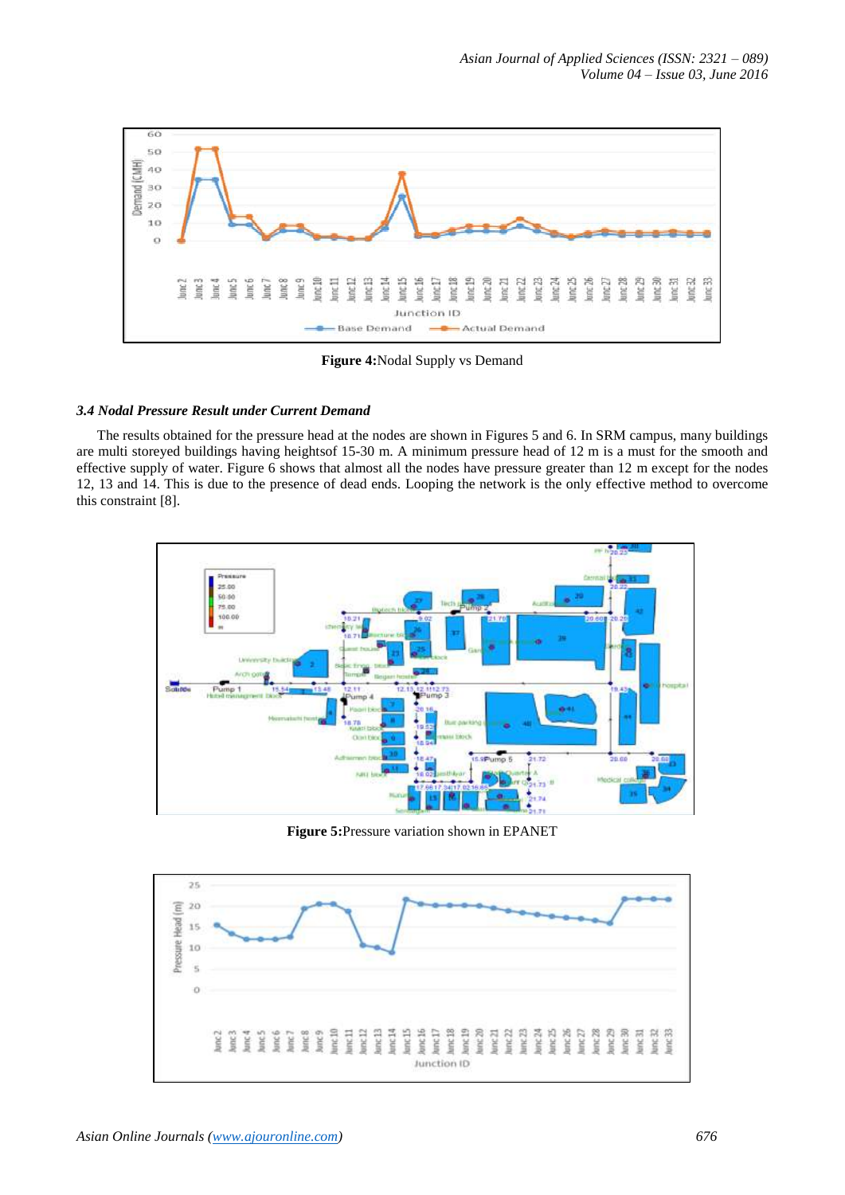**Figure 4:** Nodal Supply vs Demand

### *3.4 Nodal Pressure Result under Current Demand*

The results obtained for the pressure head at the nodes are shown in Figures 5 and 6. In SRM campus, many buildings are multi storeyed buildings having heightsof 15-30 m. A minimum pressure head of 12 m is a must for the smooth and effective supply of water. Figure 6 shows that almost all the nodes have pressure greater than 12 m except for the nodes 12, 13 and 14. This is due to the presence of dead ends. Looping the network is the only effective method to overcome this constraint [8].

**Figure 5:** Pressure variation shown in EPANET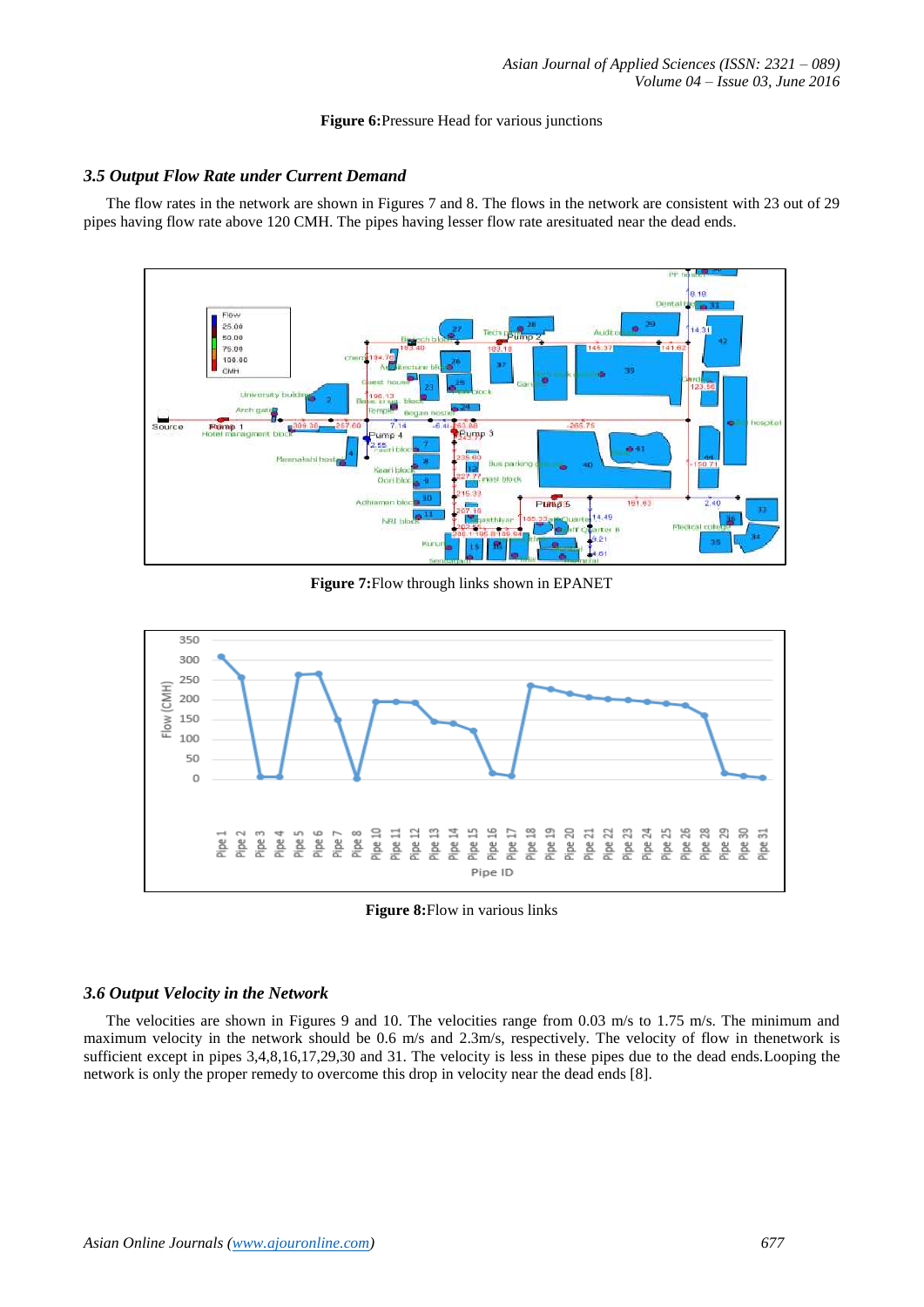**Figure 6:**Pressure Head for various junctions

### *3.5 Output Flow Rate under Current Demand*

The flow rates in the network are shown in Figures 7 and 8. The flows in the network are consistent with 23 out of 29 pipes having flow rate above 120 CMH. The pipes having lesser flow rate aresituated near the dead ends.

**Figure 7:**Flow through links shown in EPANET

**Figure 8:**Flow in various links

### *3.6 Output Velocity in the Network*

The velocities are shown in Figures 9 and 10. The velocities range from 0.03 m/s to 1.75 m/s. The minimum and maximum velocity in the network should be 0.6 m/s and 2.3m/s, respectively. The velocity of flow in thenetwork is sufficient except in pipes 3,4,8,16,17,29,30 and 31. The velocity is less in these pipes due to the dead ends.Looping the network is only the proper remedy to overcome this drop in velocity near the dead ends [8].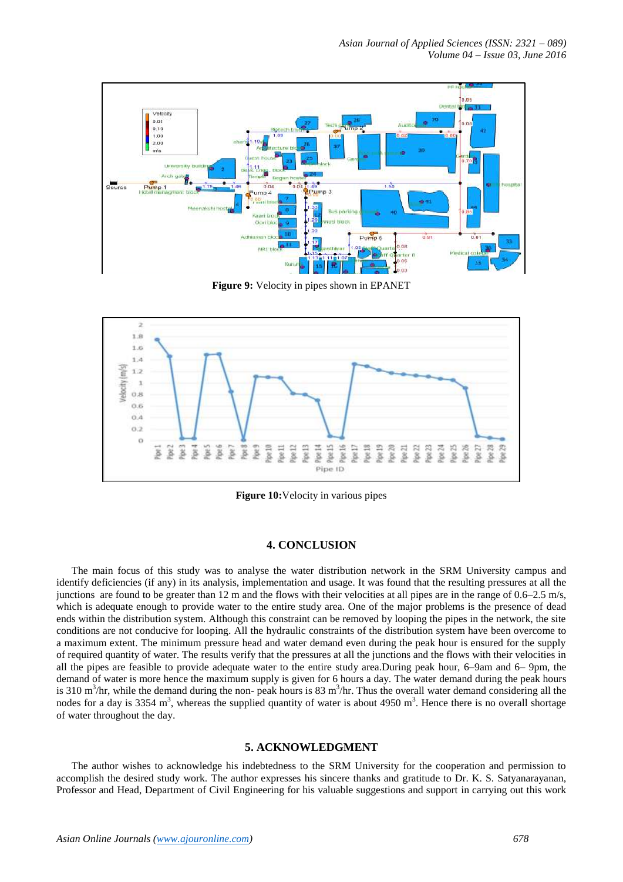**Figure 9:** Velocity in pipes shown in EPANET

**Figure 10:** Velocity in various pipes

## 4. CONCLUSION

The main focus of this study was to analyse the water distribution network in the SRM University campus and identify deficiencies (if any) in its analysis, implementation and usage. It was found that the resulting pressures at all the junctions are found to be greater than 12 m and the flows with their velocities at all pipes are in the range of 0.6–2.5 m/s, which is adequate enough to provide water to the entire study area. One of the major problems is the presence of dead ends within the distribution system. Although this constraint can be removed by looping the pipes in the network, the site conditions are not conducive for looping. All the hydraulic constraints of the distribution system have been overcome to a maximum extent. The minimum pressure head and water demand even during the peak hour is ensured for the supply of required quantity of water. The results verify that the pressures at all the junctions and the flows with their velocities in all the pipes are feasible to provide adequate water to the entire study area.During peak hour, 6–9am and 6– 9pm, the demand of water is more hence the maximum supply is given for 6 hours a day. The water demand during the peak hours is 310 $m^3$/hr, while the demand during the non- peak hours is 83 $m^3$/hr. Thus the overall water demand considering all the nodes for a day is 3354 $m^3$, whereas the supplied quantity of water is about 4950 $m^3$. Hence there is no overall shortage of water throughout the day.

## 5. ACKNOWLEDGMENT

The author wishes to acknowledge his indebtedness to the SRM University for the cooperation and permission to accomplish the desired study work. The author expresses his sincere thanks and gratitude to Dr. K. S. Satyanarayanan, Professor and Head, Department of Civil Engineering for his valuable suggestions and support in carrying out this work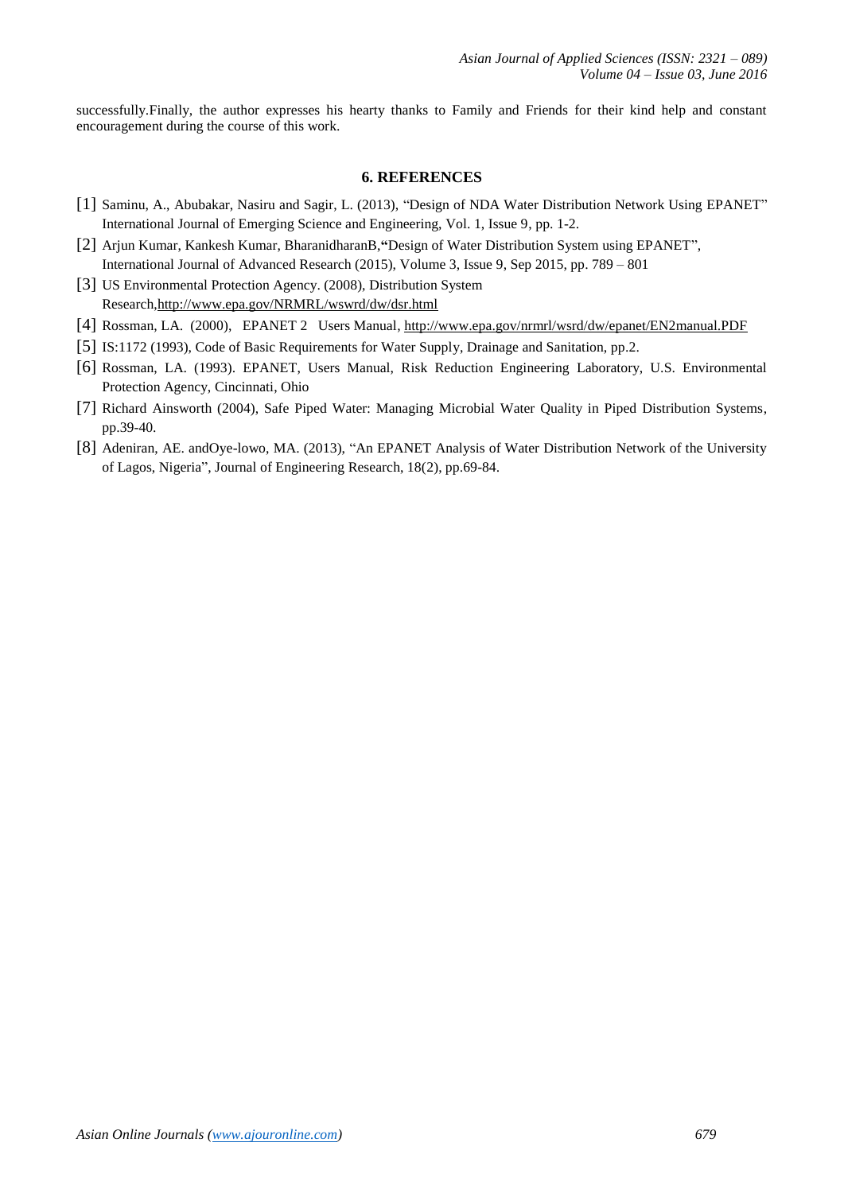successfully.Finally, the author expresses his hearty thanks to Family and Friends for their kind help and constant encouragement during the course of this work.

## 6. REFERENCES

[1] Saminu, A., Abubakar, Nasiru and Sagir, L. (2013), "Design of NDA Water Distribution Network Using EPANET" International Journal of Emerging Science and Engineering, Vol. 1, Issue 9, pp. 1-2.

[2] Arjun Kumar, Kankesh Kumar, BharanidharanB,**"**Design of Water Distribution System using EPANET", International Journal of Advanced Research (2015), Volume 3, Issue 9, Sep 2015, pp. 789 – 801

[3] US Environmental Protection Agency. (2008), Distribution System Research,http://www.epa.gov/NRMRL/wswrd/dw/dsr.html

[4] Rossman, LA. (2000), EPANET 2 Users Manual, http://www.epa.gov/nrmrl/wsrd/dw/epanet/EN2manual.PDF

[5] IS:1172 (1993), Code of Basic Requirements for Water Supply, Drainage and Sanitation, pp.2.

[6] Rossman, LA. (1993). EPANET, Users Manual, Risk Reduction Engineering Laboratory, U.S. Environmental Protection Agency, Cincinnati, Ohio

[7] Richard Ainsworth (2004), Safe Piped Water: Managing Microbial Water Quality in Piped Distribution Systems, pp.39-40.

[8] Adeniran, AE. andOye-lowo, MA. (2013), "An EPANET Analysis of Water Distribution Network of the University of Lagos, Nigeria", Journal of Engineering Research, 18(2), pp.69-84.